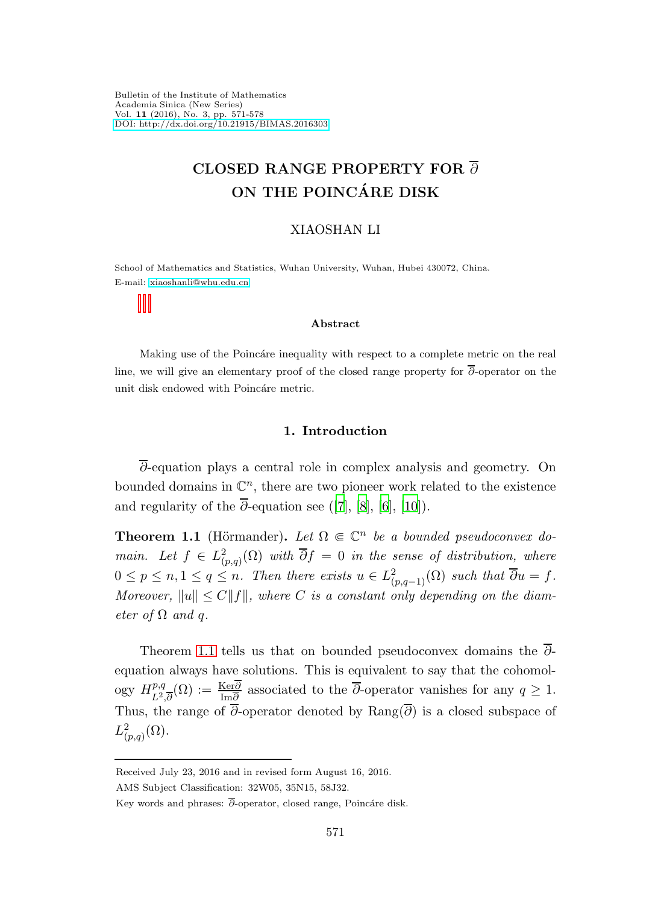# CLOSED RANGE PROPERTY FOR $\overline{\partial}$ ON THE POINCÁRE DISK

XIAOSHAN LI

School of Mathematics and Statistics, Wuhan University, Wuhan, Hubei 430072, China.
E-mail: xiaoshanli@whu.edu.cn

### Abstract

Making use of the Poincáre inequality with respect to a complete metric on the real line, we will give an elementary proof of the closed range property for $\overline{\partial}$-operator on the unit disk endowed with Poincáre metric.

## 1. Introduction

$\overline{\partial}$-equation plays a central role in complex analysis and geometry. On bounded domains in $\mathbb{C}^n$, there are two pioneer work related to the existence and regularity of the $\overline{\partial}$-equation see ([7], [8], [6], [10]).

**Theorem 1.1** (Hörmander)**.** *Let $\Omega \Subset \mathbb{C}^n$ be a bounded pseudoconvex domain. Let $f \in L^2_{(p,q)}(\Omega)$ with $\overline{\partial} f = 0$ in the sense of distribution, where $0 \le p \le n, 1 \le q \le n$. Then there exists $u \in L^2_{(p,q-1)}(\Omega)$ such that $\overline{\partial} u = f$. Moreover, $\|u\| \le C\|f\|$, where $C$ is a constant only depending on the diameter of $\Omega$ and $q$.*

Theorem 1.1 tells us that on bounded pseudoconvex domains the $\overline{\partial}$-equation always have solutions. This is equivalent to say that the cohomology $H^{p,q}_{L^2,\overline{\partial}}(\Omega) := \frac{\mathrm{Ker}\overline{\partial}}{\mathrm{Im}\overline{\partial}}$ associated to the $\overline{\partial}$-operator vanishes for any $q \ge 1$. Thus, the range of $\overline{\partial}$-operator denoted by $\mathrm{Rang}(\overline{\partial})$ is a closed subspace of $L^2_{(p,q)}(\Omega)$.

---

Received July 23, 2016 and in revised form August 16, 2016.

AMS Subject Classification: 32W05, 35N15, 58J32.

Key words and phrases: $\overline{\partial}$-operator, closed range, Poincáre disk.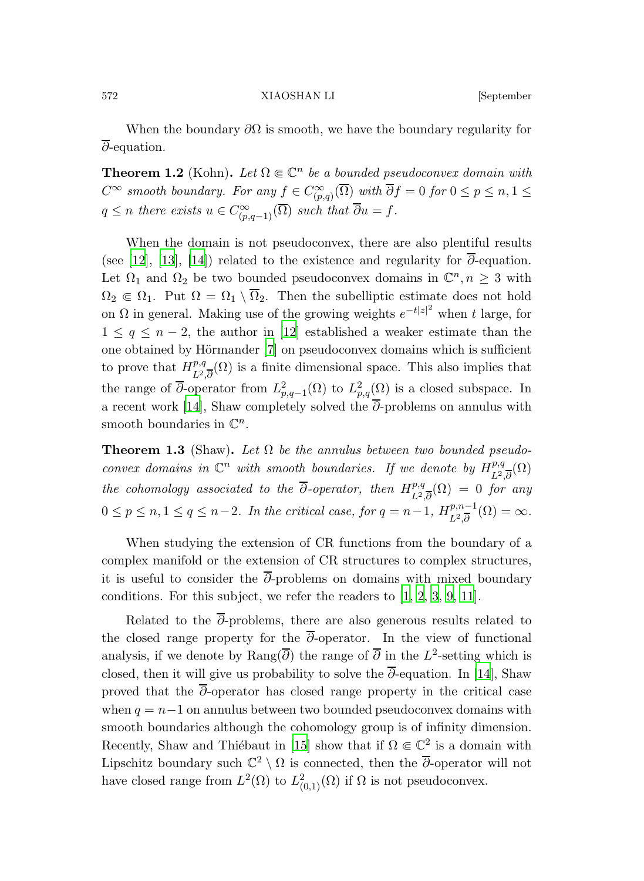When the boundary $\partial\Omega$ is smooth, we have the boundary regularity for $\overline{\partial}$-equation.

**Theorem 1.2** (Kohn)**.** *Let $\Omega \Subset \mathbb{C}^n$ be a bounded pseudoconvex domain with $C^\infty$ smooth boundary. For any $f \in C^\infty_{(p,q)}(\overline{\Omega})$ with $\overline{\partial} f = 0$ for $0 \leq p \leq n, 1 \leq q \leq n$ there exists $u \in C^\infty_{(p,q-1)}(\overline{\Omega})$ such that $\overline{\partial} u = f$.*

When the domain is not pseudoconvex, there are also plentiful results (see [12], [13], [14]) related to the existence and regularity for $\overline{\partial}$-equation. Let $\Omega_1$ and $\Omega_2$ be two bounded pseudoconvex domains in $\mathbb{C}^n, n \geq 3$ with $\Omega_2 \Subset \Omega_1$. Put $\Omega = \Omega_1 \setminus \overline{\Omega}_2$. Then the subelliptic estimate does not hold on $\Omega$ in general. Making use of the growing weights $e^{-t|z|^2}$ when $t$ large, for $1 \leq q \leq n-2$, the author in [12] established a weaker estimate than the one obtained by Hörmander [7] on pseudoconvex domains which is sufficient to prove that $H^{p,q}_{L^2,\overline{\partial}}(\Omega)$ is a finite dimensional space. This also implies that the range of $\overline{\partial}$-operator from $L^2_{p,q-1}(\Omega)$ to $L^2_{p,q}(\Omega)$ is a closed subspace. In a recent work [14], Shaw completely solved the $\overline{\partial}$-problems on annulus with smooth boundaries in $\mathbb{C}^n$.

**Theorem 1.3** (Shaw)**.** *Let $\Omega$ be the annulus between two bounded pseudoconvex domains in $\mathbb{C}^n$ with smooth boundaries. If we denote by $H^{p,q}_{L^2,\overline{\partial}}(\Omega)$ the cohomology associated to the $\overline{\partial}$-operator, then $H^{p,q}_{L^2,\overline{\partial}}(\Omega) = 0$ for any $0 \leq p \leq n, 1 \leq q \leq n-2$. In the critical case, for $q = n-1$, $H^{p,n-1}_{L^2,\overline{\partial}}(\Omega) = \infty$.*

When studying the extension of CR functions from the boundary of a complex manifold or the extension of CR structures to complex structures, it is useful to consider the $\overline{\partial}$-problems on domains with mixed boundary conditions. For this subject, we refer the readers to [1, 2, 3, 9, 11].

Related to the $\overline{\partial}$-problems, there are also generous results related to the closed range property for the $\overline{\partial}$-operator. In the view of functional analysis, if we denote by $\mathrm{Rang}(\overline{\partial})$ the range of $\overline{\partial}$ in the $L^2$-setting which is closed, then it will give us probability to solve the $\overline{\partial}$-equation. In [14], Shaw proved that the $\overline{\partial}$-operator has closed range property in the critical case when $q = n-1$ on annulus between two bounded pseudoconvex domains with smooth boundaries although the cohomology group is of infinity dimension. Recently, Shaw and Thiébaut in [15] show that if $\Omega \Subset \mathbb{C}^2$ is a domain with Lipschitz boundary such $\mathbb{C}^2 \setminus \Omega$ is connected, then the $\overline{\partial}$-operator will not have closed range from $L^2(\Omega)$ to $L^2_{(0,1)}(\Omega)$ if $\Omega$ is not pseudoconvex.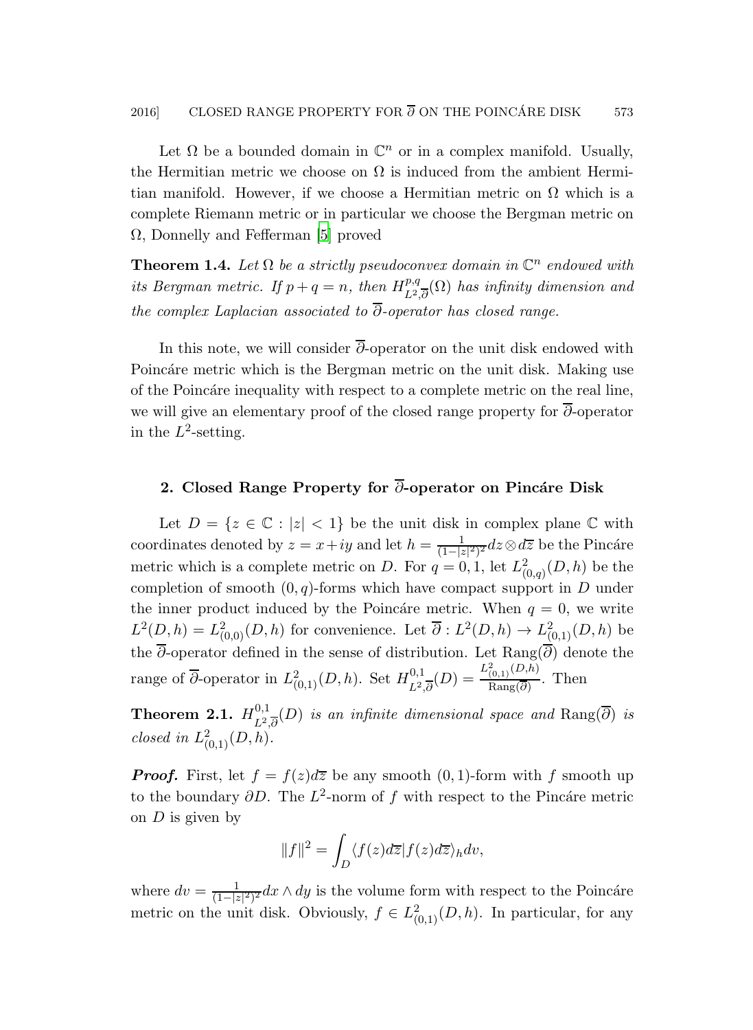Let $\Omega$ be a bounded domain in $\mathbb{C}^n$ or in a complex manifold. Usually, the Hermitian metric we choose on $\Omega$ is induced from the ambient Hermitian manifold. However, if we choose a Hermitian metric on $\Omega$ which is a complete Riemann metric or in particular we choose the Bergman metric on $\Omega$, Donnelly and Fefferman [5] proved

**Theorem 1.4.** *Let $\Omega$ be a strictly pseudoconvex domain in $\mathbb{C}^n$ endowed with its Bergman metric. If $p+q=n$, then $H^{p,q}_{L^2,\overline{\partial}}(\Omega)$ has infinity dimension and the complex Laplacian associated to $\overline{\partial}$-operator has closed range.*

In this note, we will consider $\overline{\partial}$-operator on the unit disk endowed with Poincáre metric which is the Bergman metric on the unit disk. Making use of the Poincáre inequality with respect to a complete metric on the real line, we will give an elementary proof of the closed range property for $\overline{\partial}$-operator in the $L^2$-setting.

## 2. Closed Range Property for $\overline{\partial}$-operator on Pincáre Disk

Let $D = \{z \in \mathbb{C} : |z| < 1\}$ be the unit disk in complex plane $\mathbb{C}$ with coordinates denoted by $z = x+iy$ and let $h = \frac{1}{(1-|z|^2)^2} dz \otimes d\overline{z}$ be the Pincáre metric which is a complete metric on $D$. For $q = 0, 1$, let $L^2_{(0,q)}(D,h)$ be the completion of smooth $(0,q)$-forms which have compact support in $D$ under the inner product induced by the Poincáre metric. When $q = 0$, we write $L^2(D,h) = L^2_{(0,0)}(D,h)$ for convenience. Let $\overline{\partial} : L^2(D,h) \to L^2_{(0,1)}(D,h)$ be the $\overline{\partial}$-operator defined in the sense of distribution. Let $\mathrm{Rang}(\overline{\partial})$ denote the range of $\overline{\partial}$-operator in $L^2_{(0,1)}(D,h)$. Set $H^{0,1}_{L^2,\overline{\partial}}(D) = \frac{L^2_{(0,1)}(D,h)}{\mathrm{Rang}(\overline{\partial})}$. Then

**Theorem 2.1.** *$H^{0,1}_{L^2,\overline{\partial}}(D)$ is an infinite dimensional space and $\mathrm{Rang}(\overline{\partial})$ is closed in $L^2_{(0,1)}(D,h)$.*

***Proof.*** First, let $f = f(z)d\overline{z}$ be any smooth $(0,1)$-form with $f$ smooth up to the boundary $\partial D$. The $L^2$-norm of $f$ with respect to the Pincáre metric on $D$ is given by

$$\|f\|^2 = \int_D \langle f(z)d\overline{z} | f(z)d\overline{z}\rangle_h dv,$$

where $dv = \frac{1}{(1-|z|^2)^2} dx \wedge dy$ is the volume form with respect to the Poincáre metric on the unit disk. Obviously, $f \in L^2_{(0,1)}(D,h)$. In particular, for any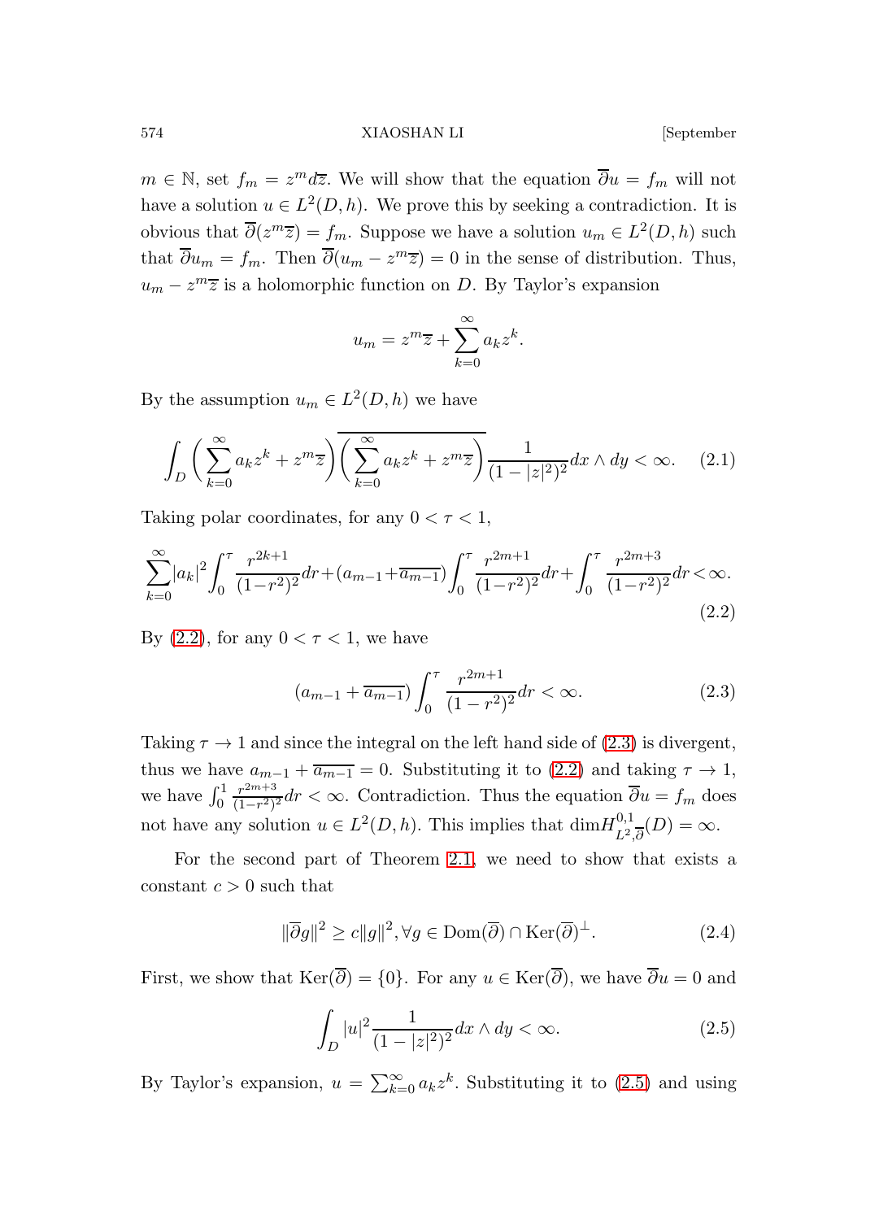$m \in \mathbb{N}$, set $f_m = z^m d\overline{z}$. We will show that the equation $\overline{\partial} u = f_m$ will not have a solution $u \in L^2(D, h)$. We prove this by seeking a contradiction. It is obvious that $\overline{\partial}(z^m \overline{z}) = f_m$. Suppose we have a solution $u_m \in L^2(D, h)$ such that $\overline{\partial} u_m = f_m$. Then $\overline{\partial}(u_m - z^m \overline{z}) = 0$ in the sense of distribution. Thus, $u_m - z^m \overline{z}$ is a holomorphic function on $D$. By Taylor's expansion

$$u_m = z^m \overline{z} + \sum_{k=0}^{\infty} a_k z^k.$$

By the assumption $u_m \in L^2(D, h)$ we have

$$\int_D \left( \sum_{k=0}^{\infty} a_k z^k + z^m \overline{z} \right) \overline{\left( \sum_{k=0}^{\infty} a_k z^k + z^m \overline{z} \right)} \frac{1}{(1 - |z|^2)^2} dx \wedge dy < \infty. \tag{2.1}$$

Taking polar coordinates, for any $0 < \tau < 1$,

$$\sum_{k=0}^{\infty} |a_k|^2 \int_0^{\tau} \frac{r^{2k+1}}{(1-r^2)^2} dr + (a_{m-1} + \overline{a_{m-1}}) \int_0^{\tau} \frac{r^{2m+1}}{(1-r^2)^2} dr + \int_0^{\tau} \frac{r^{2m+3}}{(1-r^2)^2} dr < \infty. \tag{2.2}$$

By (2.2), for any $0 < \tau < 1$, we have

$$(a_{m-1} + \overline{a_{m-1}}) \int_0^{\tau} \frac{r^{2m+1}}{(1-r^2)^2} dr < \infty. \tag{2.3}$$

Taking $\tau \to 1$ and since the integral on the left hand side of (2.3) is divergent, thus we have $a_{m-1} + \overline{a_{m-1}} = 0$. Substituting it to (2.2) and taking $\tau \to 1$, we have $\int_0^1 \frac{r^{2m+3}}{(1-r^2)^2} dr < \infty$. Contradiction. Thus the equation $\overline{\partial} u = f_m$ does not have any solution $u \in L^2(D, h)$. This implies that $\dim H^{0,1}_{L^2, \overline{\partial}}(D) = \infty$.

For the second part of Theorem 2.1, we need to show that exists a constant $c > 0$ such that

$$\|\overline{\partial} g\|^2 \geq c \|g\|^2, \forall g \in \mathrm{Dom}(\overline{\partial}) \cap \mathrm{Ker}(\overline{\partial})^{\perp}. \tag{2.4}$$

First, we show that $\mathrm{Ker}(\overline{\partial}) = \{0\}$. For any $u \in \mathrm{Ker}(\overline{\partial})$, we have $\overline{\partial} u = 0$ and

$$\int_D |u|^2 \frac{1}{(1 - |z|^2)^2} dx \wedge dy < \infty. \tag{2.5}$$

By Taylor's expansion, $u = \sum_{k=0}^{\infty} a_k z^k$. Substituting it to (2.5) and using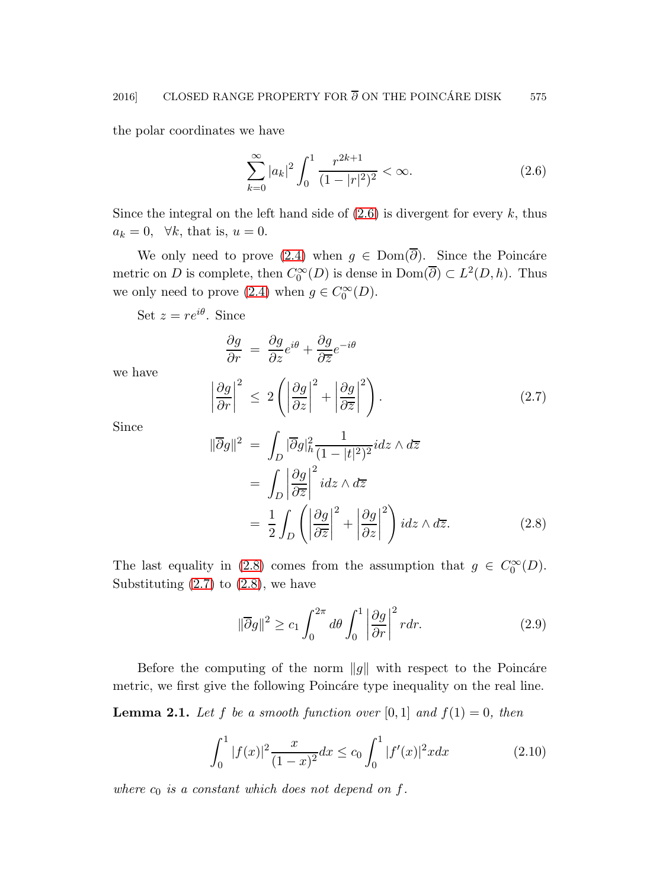the polar coordinates we have

$$\sum_{k=0}^{\infty} |a_k|^2 \int_0^1 \frac{r^{2k+1}}{(1-|r|^2)^2} < \infty. \tag{2.6}$$

Since the integral on the left hand side of (2.6) is divergent for every $k$, thus $a_k = 0, \ \ \forall k$, that is, $u = 0$.

We only need to prove (2.4) when $g \in \text{Dom}(\overline{\partial})$. Since the Poincáre metric on $D$ is complete, then $C_0^\infty(D)$ is dense in $\text{Dom}(\overline{\partial}) \subset L^2(D, h)$. Thus we only need to prove (2.4) when $g \in C_0^\infty(D)$.

Set $z = re^{i\theta}$. Since

$$\frac{\partial g}{\partial r} = \frac{\partial g}{\partial z} e^{i\theta} + \frac{\partial g}{\partial \overline{z}} e^{-i\theta}$$

we have

$$\left|\frac{\partial g}{\partial r}\right|^2 \leq 2\left(\left|\frac{\partial g}{\partial z}\right|^2 + \left|\frac{\partial g}{\partial \overline{z}}\right|^2\right). \tag{2.7}$$

Since

$$\begin{aligned}
\|\overline{\partial} g\|^2 &= \int_D |\overline{\partial} g|_h^2 \frac{1}{(1-|t|^2)^2} i dz \wedge d\overline{z} \\
&= \int_D \left|\frac{\partial g}{\partial \overline{z}}\right|^2 i dz \wedge d\overline{z} \\
&= \frac{1}{2} \int_D \left(\left|\frac{\partial g}{\partial \overline{z}}\right|^2 + \left|\frac{\partial g}{\partial z}\right|^2\right) i dz \wedge d\overline{z}.
\end{aligned} \tag{2.8}$$

The last equality in (2.8) comes from the assumption that $g \in C_0^\infty(D)$. Substituting (2.7) to (2.8), we have

$$\|\overline{\partial} g\|^2 \geq c_1 \int_0^{2\pi} d\theta \int_0^1 \left|\frac{\partial g}{\partial r}\right|^2 r dr. \tag{2.9}$$

Before the computing of the norm $\|g\|$ with respect to the Poincáre metric, we first give the following Poincáre type inequality on the real line.

**Lemma 2.1.** *Let $f$ be a smooth function over $[0,1]$ and $f(1) = 0$, then*

$$\int_0^1 |f(x)|^2 \frac{x}{(1-x)^2} dx \leq c_0 \int_0^1 |f'(x)|^2 x dx \tag{2.10}$$

*where $c_0$ is a constant which does not depend on $f$.*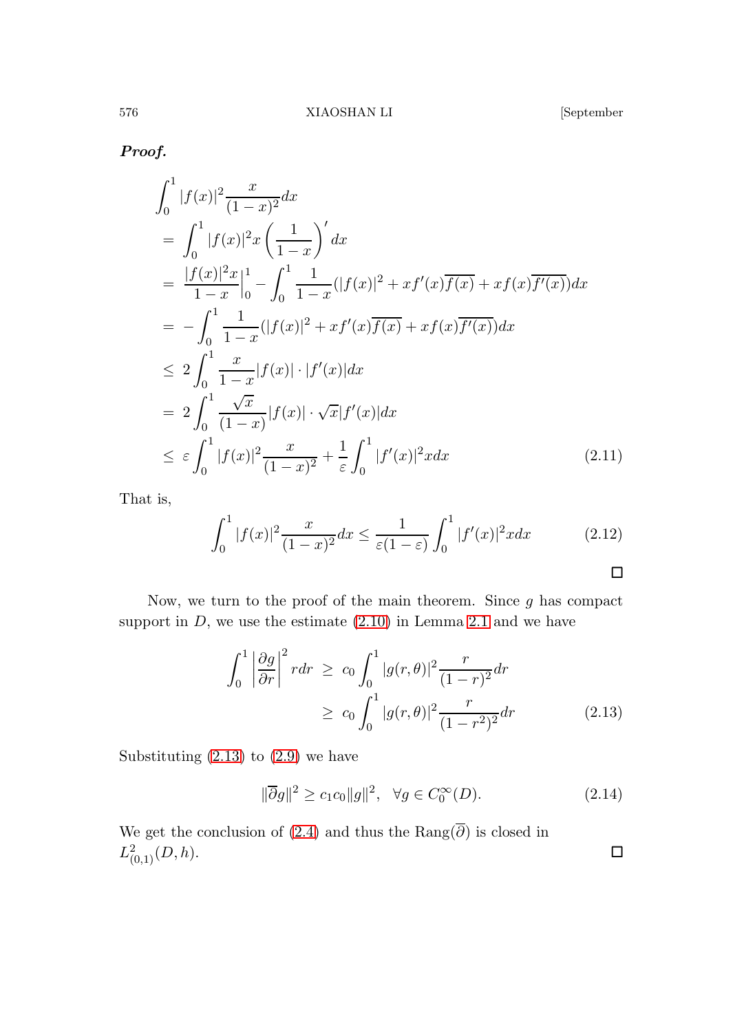***Proof.***

$$
\begin{aligned}
&\int_0^1 |f(x)|^2 \frac{x}{(1-x)^2} dx \\
&= \int_0^1 |f(x)|^2 x \left(\frac{1}{1-x}\right)' dx \\
&= \frac{|f(x)|^2 x}{1-x}\Big|_0^1 - \int_0^1 \frac{1}{1-x}(|f(x)|^2 + x f'(x)\overline{f(x)} + x f(x)\overline{f'(x)}) dx \\
&= -\int_0^1 \frac{1}{1-x}(|f(x)|^2 + x f'(x)\overline{f(x)} + x f(x)\overline{f'(x)}) dx \\
&\le 2\int_0^1 \frac{x}{1-x}|f(x)| \cdot |f'(x)| dx \\
&= 2\int_0^1 \frac{\sqrt{x}}{(1-x)}|f(x)| \cdot \sqrt{x}|f'(x)| dx \\
&\le \varepsilon \int_0^1 |f(x)|^2 \frac{x}{(1-x)^2} + \frac{1}{\varepsilon}\int_0^1 |f'(x)|^2 x dx \qquad (2.11)
\end{aligned}
$$

That is,

$$
\int_0^1 |f(x)|^2 \frac{x}{(1-x)^2} dx \le \frac{1}{\varepsilon(1-\varepsilon)} \int_0^1 |f'(x)|^2 x dx \qquad (2.12)
$$

□

Now, we turn to the proof of the main theorem. Since $g$ has compact support in $D$, we use the estimate (2.10) in Lemma 2.1 and we have

$$
\begin{aligned}
\int_0^1 \left|\frac{\partial g}{\partial r}\right|^2 r dr &\ge c_0 \int_0^1 |g(r,\theta)|^2 \frac{r}{(1-r)^2} dr \\
&\ge c_0 \int_0^1 |g(r,\theta)|^2 \frac{r}{(1-r^2)^2} dr \qquad (2.13)
\end{aligned}
$$

Substituting (2.13) to (2.9) we have

$$
\|\overline{\partial} g\|^2 \ge c_1 c_0 \|g\|^2, \quad \forall g \in C_0^\infty(D). \qquad (2.14)
$$

We get the conclusion of (2.4) and thus the Rang$(\overline{\partial})$ is closed in $L^2_{(0,1)}(D,h)$.

□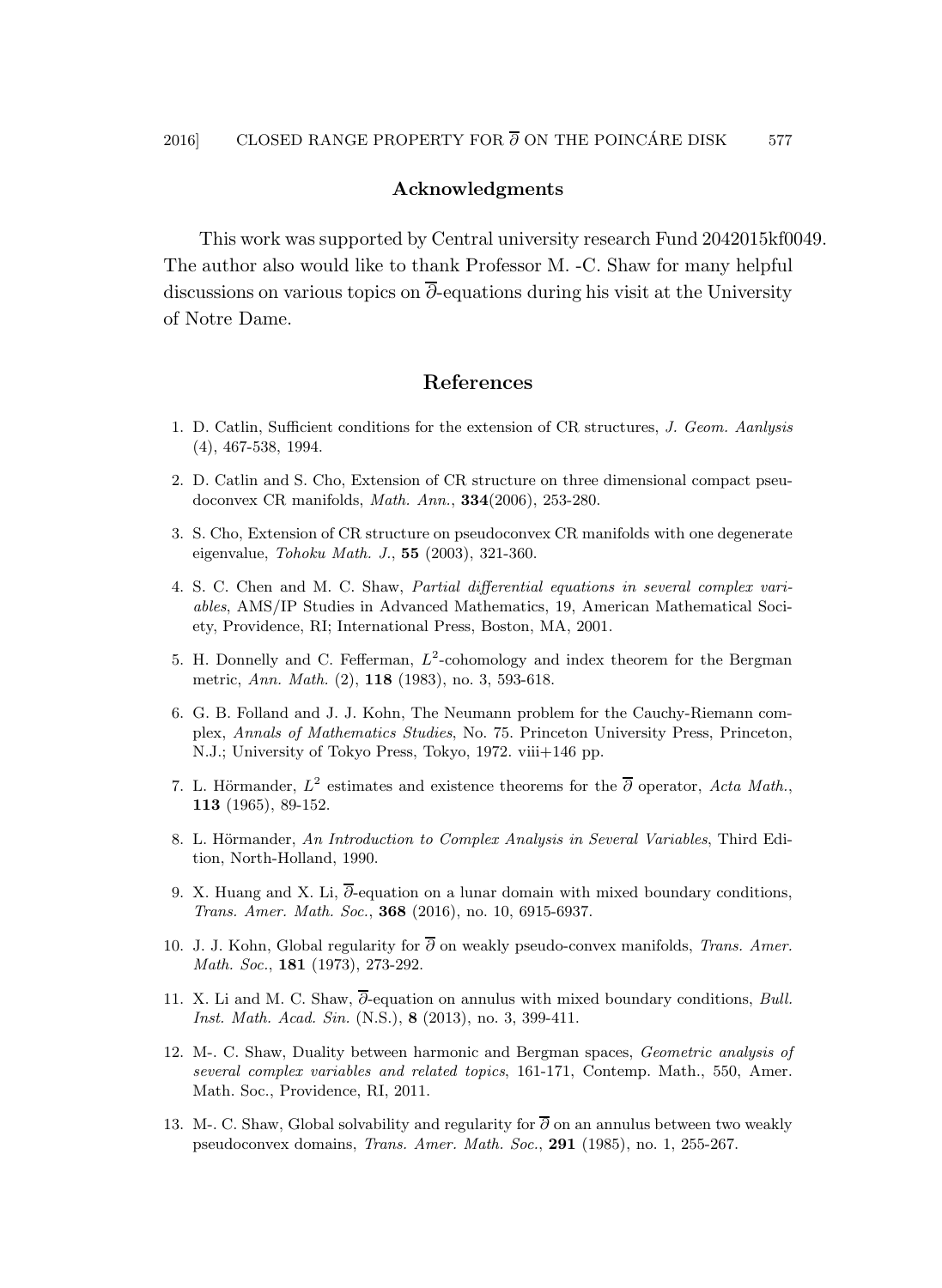## Acknowledgments

This work was supported by Central university research Fund 2042015kf0049. The author also would like to thank Professor M. -C. Shaw for many helpful discussions on various topics on $\overline{\partial}$-equations during his visit at the University of Notre Dame.

## References

1. D. Catlin, Sufficient conditions for the extension of CR structures, *J. Geom. Aanlysis* (4), 467-538, 1994.
2. D. Catlin and S. Cho, Extension of CR structure on three dimensional compact pseudoconvex CR manifolds, *Math. Ann.*, **334**(2006), 253-280.
3. S. Cho, Extension of CR structure on pseudoconvex CR manifolds with one degenerate eigenvalue, *Tohoku Math. J.*, **55** (2003), 321-360.
4. S. C. Chen and M. C. Shaw, *Partial differential equations in several complex variables*, AMS/IP Studies in Advanced Mathematics, 19, American Mathematical Society, Providence, RI; International Press, Boston, MA, 2001.
5. H. Donnelly and C. Fefferman, $L^2$-cohomology and index theorem for the Bergman metric, *Ann. Math.* (2), **118** (1983), no. 3, 593-618.
6. G. B. Folland and J. J. Kohn, The Neumann problem for the Cauchy-Riemann complex, *Annals of Mathematics Studies*, No. 75. Princeton University Press, Princeton, N.J.; University of Tokyo Press, Tokyo, 1972. viii+146 pp.
7. L. Hörmander, $L^2$ estimates and existence theorems for the $\overline{\partial}$ operator, *Acta Math.*, **113** (1965), 89-152.
8. L. Hörmander, *An Introduction to Complex Analysis in Several Variables*, Third Edition, North-Holland, 1990.
9. X. Huang and X. Li, $\overline{\partial}$-equation on a lunar domain with mixed boundary conditions, *Trans. Amer. Math. Soc.*, **368** (2016), no. 10, 6915-6937.
10. J. J. Kohn, Global regularity for $\overline{\partial}$ on weakly pseudo-convex manifolds, *Trans. Amer. Math. Soc.*, **181** (1973), 273-292.
11. X. Li and M. C. Shaw, $\overline{\partial}$-equation on annulus with mixed boundary conditions, *Bull. Inst. Math. Acad. Sin.* (N.S.), **8** (2013), no. 3, 399-411.
12. M-. C. Shaw, Duality between harmonic and Bergman spaces, *Geometric analysis of several complex variables and related topics*, 161-171, Contemp. Math., 550, Amer. Math. Soc., Providence, RI, 2011.
13. M-. C. Shaw, Global solvability and regularity for $\overline{\partial}$ on an annulus between two weakly pseudoconvex domains, *Trans. Amer. Math. Soc.*, **291** (1985), no. 1, 255-267.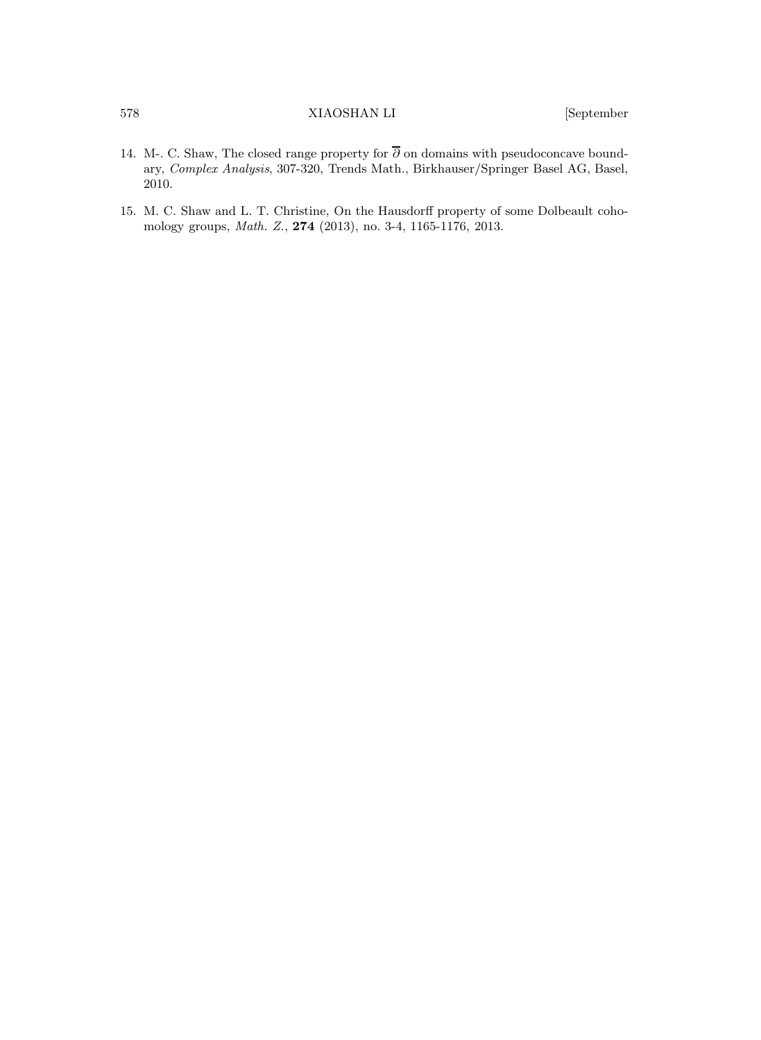14. M-. C. Shaw, The closed range property for $\overline{\partial}$ on domains with pseudoconcave boundary, *Complex Analysis*, 307-320, Trends Math., Birkhauser/Springer Basel AG, Basel, 2010.

15. M. C. Shaw and L. T. Christine, On the Hausdorff property of some Dolbeault cohomology groups, *Math. Z.*, **274** (2013), no. 3-4, 1165-1176, 2013.